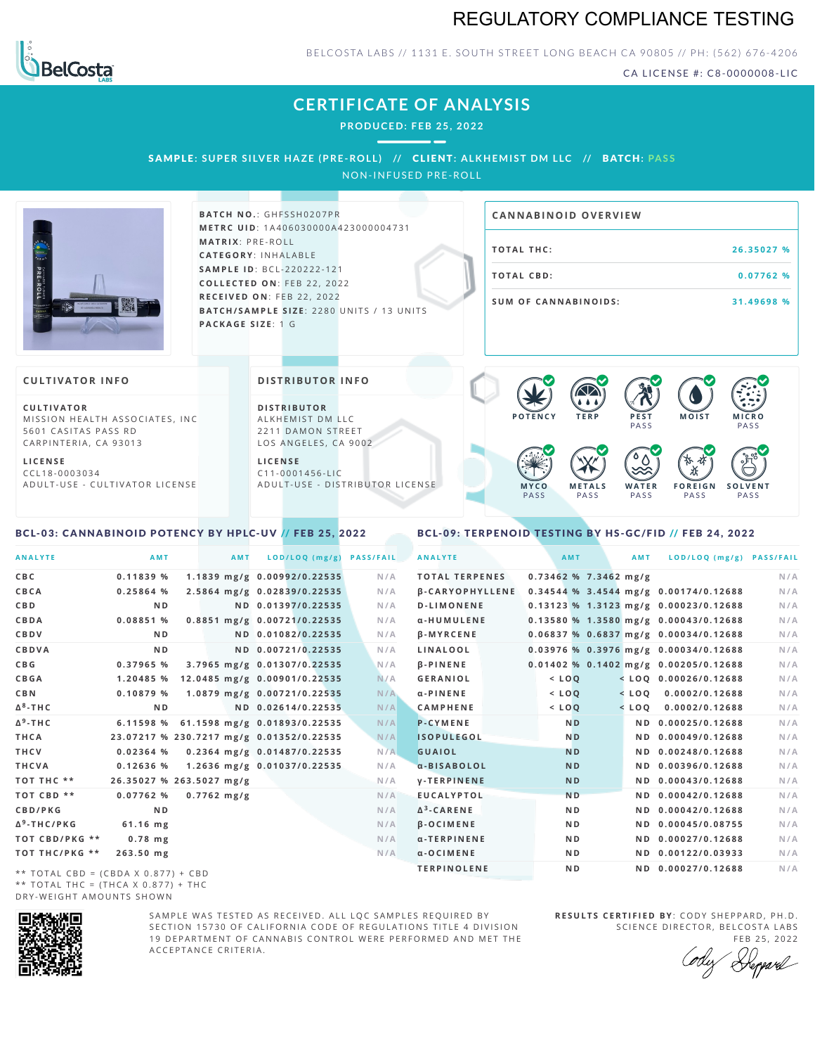# REGULATORY COMPLIANCE TESTING

BELCOSTA LABS // 1131 E. SOUTH STREET LONG BEACH CA 90805 // PH: (562) 676-4206

CA LICENSE #: C8-0000008-LIC

## CERTIFICATE OF ANALYSIS

PRODUCED: FEB 25, 2022

**SAMPLE:** SUPER SILVER HAZE (PRE-ROLL) // **CLIENT:** ALKHEMIST DM LLC // **BATCH:** PASS

NON-INFUSED PRE-ROLL

**BATCH NO.:** GHFSSH0207PR
**METRC UID:** 1A406030000A423000004731
**MATRIX:** PRE-ROLL
**CATEGORY:** INHALABLE
**SAMPLE ID:** BCL-220222-121
**COLLECTED ON:** FEB 22, 2022
**RECEIVED ON:** FEB 22, 2022
**BATCH/SAMPLE SIZE:** 2280 UNITS / 13 UNITS
**PACKAGE SIZE:** 1 G

### CANNABINOID OVERVIEW

| | |
|---|---|
| TOTAL THC: | 26.35027 % |
| TOTAL CBD: | 0.07762 % |
| SUM OF CANNABINOIDS: | 31.49698 % |

### CULTIVATOR INFO

**CULTIVATOR**
MISSION HEALTH ASSOCIATES, INC
5601 CASITAS PASS RD
CARPINTERIA, CA 93013

**LICENSE**
CCL18-0003034
ADULT-USE - CULTIVATOR LICENSE

### DISTRIBUTOR INFO

**DISTRIBUTOR**
ALKHEMIST DM LLC
2211 DAMON STREET
LOS ANGELES, CA 9002

**LICENSE**
C11-0001456-LIC
ADULT-USE - DISTRIBUTOR LICENSE

| POTENCY | TERP | PEST | MOIST | MICRO |
|---|---|---|---|---|
| | | PASS | | PASS |

| MYCO | METALS | WATER | FOREIGN | SOLVENT |
|---|---|---|---|---|
| PASS | PASS | PASS | PASS | PASS |

### BCL-03: CANNABINOID POTENCY BY HPLC-UV // FEB 25, 2022

| ANALYTE | AMT | AMT | LOD/LOQ (mg/g) | PASS/FAIL |
|---|---|---|---|---|
| CBC | 0.11839 % | 1.1839 mg/g | 0.00992/0.22535 | N/A |
| CBCA | 0.25864 % | 2.5864 mg/g | 0.02839/0.22535 | N/A |
| CBD | ND | ND | 0.01397/0.22535 | N/A |
| CBDA | 0.08851 % | 0.8851 mg/g | 0.00721/0.22535 | N/A |
| CBDV | ND | ND | 0.01082/0.22535 | N/A |
| CBDVA | ND | ND | 0.00721/0.22535 | N/A |
| CBG | 0.37965 % | 3.7965 mg/g | 0.01307/0.22535 | N/A |
| CBGA | 1.20485 % | 12.0485 mg/g | 0.00901/0.22535 | N/A |
| CBN | 0.10879 % | 1.0879 mg/g | 0.00721/0.22535 | N/A |
| $\Delta^8$-THC | ND | ND | 0.02614/0.22535 | N/A |
| $\Delta^9$-THC | 6.11598 % | 61.1598 mg/g | 0.01893/0.22535 | N/A |
| THCA | 23.07217 % | 230.7217 mg/g | 0.01352/0.22535 | N/A |
| THCV | 0.02364 % | 0.2364 mg/g | 0.01487/0.22535 | N/A |
| THCVA | 0.12636 % | 1.2636 mg/g | 0.01037/0.22535 | N/A |
| TOT THC ** | 26.35027 % | 263.5027 mg/g | | N/A |
| TOT CBD ** | 0.07762 % | 0.7762 mg/g | | N/A |
| CBD/PKG | ND | | | N/A |
| $\Delta^9$-THC/PKG | 61.16 mg | | | N/A |
| TOT CBD/PKG ** | 0.78 mg | | | N/A |
| TOT THC/PKG ** | 263.50 mg | | | N/A |

** TOTAL CBD = (CBDA X 0.877) + CBD
** TOTAL THC = (THCA X 0.877) + THC
DRY-WEIGHT AMOUNTS SHOWN

### BCL-09: TERPENOID TESTING BY HS-GC/FID // FEB 24, 2022

| ANALYTE | AMT | AMT | LOD/LOQ (mg/g) | PASS/FAIL |
|---|---|---|---|---|
| TOTAL TERPENES | 0.73462 % | 7.3462 mg/g | | N/A |
| β-CARYOPHYLLENE | 0.34544 % | 3.4544 mg/g | 0.00174/0.12688 | N/A |
| D-LIMONENE | 0.13123 % | 1.3123 mg/g | 0.00023/0.12688 | N/A |
| α-HUMULENE | 0.13580 % | 1.3580 mg/g | 0.00043/0.12688 | N/A |
| β-MYRCENE | 0.06837 % | 0.6837 mg/g | 0.00034/0.12688 | N/A |
| LINALOOL | 0.03976 % | 0.3976 mg/g | 0.00034/0.12688 | N/A |
| β-PINENE | 0.01402 % | 0.1402 mg/g | 0.00205/0.12688 | N/A |
| GERANIOL | < LOQ | < LOQ | 0.00026/0.12688 | N/A |
| α-PINENE | < LOQ | < LOQ | 0.0002/0.12688 | N/A |
| CAMPHENE | < LOQ | < LOQ | 0.0002/0.12688 | N/A |
| P-CYMENE | ND | ND | 0.00025/0.12688 | N/A |
| ISOPULEGOL | ND | ND | 0.00049/0.12688 | N/A |
| GUAIOL | ND | ND | 0.00248/0.12688 | N/A |
| α-BISABOLOL | ND | ND | 0.00396/0.12688 | N/A |
| γ-TERPINENE | ND | ND | 0.00043/0.12688 | N/A |
| EUCALYPTOL | ND | ND | 0.00042/0.12688 | N/A |
| $\Delta^3$-CARENE | ND | ND | 0.00042/0.12688 | N/A |
| β-OCIMENE | ND | ND | 0.00045/0.08755 | N/A |
| α-TERPINENE | ND | ND | 0.00027/0.12688 | N/A |
| α-OCIMENE | ND | ND | 0.00122/0.03933 | N/A |
| TERPINOLENE | ND | ND | 0.00027/0.12688 | N/A |

SAMPLE WAS TESTED AS RECEIVED. ALL LQC SAMPLES REQUIRED BY SECTION 15730 OF CALIFORNIA CODE OF REGULATIONS TITLE 4 DIVISION 19 DEPARTMENT OF CANNABIS CONTROL WERE PERFORMED AND MET THE ACCEPTANCE CRITERIA.

**RESULTS CERTIFIED BY:** CODY SHEPPARD, PH.D.
SCIENCE DIRECTOR, BELCOSTA LABS
FEB 25, 2022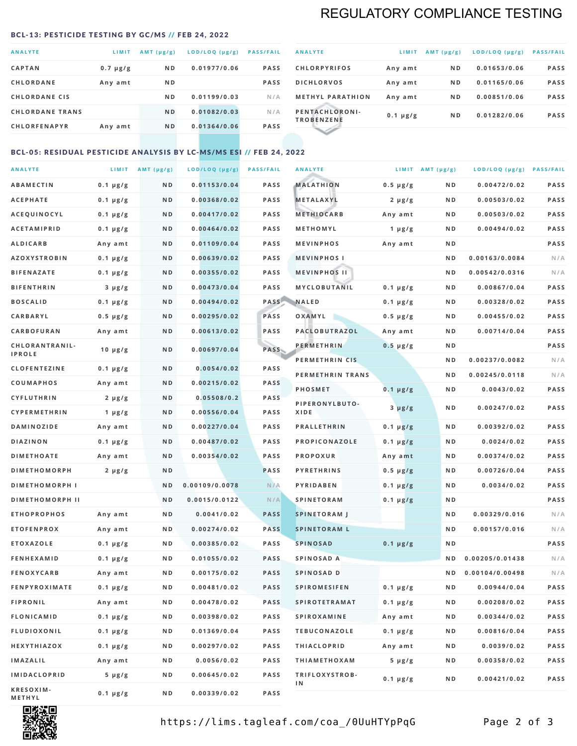# REGULATORY COMPLIANCE TESTING

## BCL-13: PESTICIDE TESTING BY GC/MS // FEB 24, 2022

| ANALYTE | LIMIT | AMT (µg/g) | LOD/LOQ (µg/g) | PASS/FAIL |
|---|---|---|---|---|
| CAPTAN | 0.7 µg/g | ND | 0.01977/0.06 | PASS |
| CHLORDANE | Any amt | ND | | PASS |
| CHLORDANE CIS | | ND | 0.01199/0.03 | N/A |
| CHLORDANE TRANS | | ND | 0.01082/0.03 | N/A |
| CHLORFENAPYR | Any amt | ND | 0.01364/0.06 | PASS |
| CHLORPYRIFOS | Any amt | ND | 0.01653/0.06 | PASS |
| DICHLORVOS | Any amt | ND | 0.01165/0.06 | PASS |
| METHYL PARATHION | Any amt | ND | 0.00851/0.06 | PASS |
| PENTACHLORONITROBENZENE | 0.1 µg/g | ND | 0.01282/0.06 | PASS |

## BCL-05: RESIDUAL PESTICIDE ANALYSIS BY LC-MS/MS ESI // FEB 24, 2022

| ANALYTE | LIMIT | AMT (µg/g) | LOD/LOQ (µg/g) | PASS/FAIL |
|---|---|---|---|---|
| ABAMECTIN | 0.1 µg/g | ND | 0.01153/0.04 | PASS |
| ACEPHATE | 0.1 µg/g | ND | 0.00368/0.02 | PASS |
| ACEQUINOCYL | 0.1 µg/g | ND | 0.00417/0.02 | PASS |
| ACETAMIPRID | 0.1 µg/g | ND | 0.00464/0.02 | PASS |
| ALDICARB | Any amt | ND | 0.01109/0.04 | PASS |
| AZOXYSTROBIN | 0.1 µg/g | ND | 0.00639/0.02 | PASS |
| BIFENAZATE | 0.1 µg/g | ND | 0.00355/0.02 | PASS |
| BIFENTHRIN | 3 µg/g | ND | 0.00473/0.04 | PASS |
| BOSCALID | 0.1 µg/g | ND | 0.00494/0.02 | PASS |
| CARBARYL | 0.5 µg/g | ND | 0.00295/0.02 | PASS |
| CARBOFURAN | Any amt | ND | 0.00613/0.02 | PASS |
| CHLORANTRANILIPROLE | 10 µg/g | ND | 0.00697/0.04 | PASS |
| CLOFENTEZINE | 0.1 µg/g | ND | 0.0054/0.02 | PASS |
| COUMAPHOS | Any amt | ND | 0.00215/0.02 | PASS |
| CYFLUTHRIN | 2 µg/g | ND | 0.05508/0.2 | PASS |
| CYPERMETHRIN | 1 µg/g | ND | 0.00556/0.04 | PASS |
| DAMINOZIDE | Any amt | ND | 0.00227/0.04 | PASS |
| DIAZINON | 0.1 µg/g | ND | 0.00487/0.02 | PASS |
| DIMETHOATE | Any amt | ND | 0.00354/0.02 | PASS |
| DIMETHOMORPH | 2 µg/g | ND | | PASS |
| DIMETHOMORPH I | | ND | 0.00109/0.0078 | N/A |
| DIMETHOMORPH II | | ND | 0.0015/0.0122 | N/A |
| ETHOPROPHOS | Any amt | ND | 0.0041/0.02 | PASS |
| ETOFENPROX | Any amt | ND | 0.00274/0.02 | PASS |
| ETOXAZOLE | 0.1 µg/g | ND | 0.00385/0.02 | PASS |
| FENHEXAMID | 0.1 µg/g | ND | 0.01055/0.02 | PASS |
| FENOXYCARB | Any amt | ND | 0.00175/0.02 | PASS |
| FENPYROXIMATE | 0.1 µg/g | ND | 0.00481/0.02 | PASS |
| FIPRONIL | Any amt | ND | 0.00478/0.02 | PASS |
| FLONICAMID | 0.1 µg/g | ND | 0.00398/0.02 | PASS |
| FLUDIOXONIL | 0.1 µg/g | ND | 0.01369/0.04 | PASS |
| HEXYTHIAZOX | 0.1 µg/g | ND | 0.00297/0.02 | PASS |
| IMAZALIL | Any amt | ND | 0.0056/0.02 | PASS |
| IMIDACLOPRID | 5 µg/g | ND | 0.00645/0.02 | PASS |
| KRESOXIM-METHYL | 0.1 µg/g | ND | 0.00339/0.02 | PASS |
| MALATHION | 0.5 µg/g | ND | 0.00472/0.02 | PASS |
| METALAXYL | 2 µg/g | ND | 0.00503/0.02 | PASS |
| METHIOCARB | Any amt | ND | 0.00503/0.02 | PASS |
| METHOMYL | 1 µg/g | ND | 0.00494/0.02 | PASS |
| MEVINPHOS | Any amt | ND | | PASS |
| MEVINPHOS I | | ND | 0.00163/0.0084 | N/A |
| MEVINPHOS II | | ND | 0.00542/0.0316 | N/A |
| MYCLOBUTANIL | 0.1 µg/g | ND | 0.00867/0.04 | PASS |
| NALED | 0.1 µg/g | ND | 0.00328/0.02 | PASS |
| OXAMYL | 0.5 µg/g | ND | 0.00455/0.02 | PASS |
| PACLOBUTRAZOL | Any amt | ND | 0.00714/0.04 | PASS |
| PERMETHRIN | 0.5 µg/g | ND | | PASS |
| PERMETHRIN CIS | | ND | 0.00237/0.0082 | N/A |
| PERMETHRIN TRANS | | ND | 0.00245/0.0118 | N/A |
| PHOSMET | 0.1 µg/g | ND | 0.0043/0.02 | PASS |
| PIPERONYLBUTOXIDE | 3 µg/g | ND | 0.00247/0.02 | PASS |
| PRALLETHRIN | 0.1 µg/g | ND | 0.00392/0.02 | PASS |
| PROPICONAZOLE | 0.1 µg/g | ND | 0.0024/0.02 | PASS |
| PROPOXUR | Any amt | ND | 0.00374/0.02 | PASS |
| PYRETHRINS | 0.5 µg/g | ND | 0.00726/0.04 | PASS |
| PYRIDABEN | 0.1 µg/g | ND | 0.0034/0.02 | PASS |
| SPINETORAM | 0.1 µg/g | ND | | PASS |
| SPINETORAM J | | ND | 0.00329/0.016 | N/A |
| SPINETORAM L | | ND | 0.00157/0.016 | N/A |
| SPINOSAD | 0.1 µg/g | ND | | PASS |
| SPINOSAD A | | ND | 0.00205/0.01438 | N/A |
| SPINOSAD D | | ND | 0.00104/0.00498 | N/A |
| SPIROMESIFEN | 0.1 µg/g | ND | 0.00944/0.04 | PASS |
| SPIROTETRAMAT | 0.1 µg/g | ND | 0.00208/0.02 | PASS |
| SPIROXAMINE | Any amt | ND | 0.00344/0.02 | PASS |
| TEBUCONAZOLE | 0.1 µg/g | ND | 0.00816/0.04 | PASS |
| THIACLOPRID | Any amt | ND | 0.0039/0.02 | PASS |
| THIAMETHOXAM | 5 µg/g | ND | 0.00358/0.02 | PASS |
| TRIFLOXYSTROBIN | 0.1 µg/g | ND | 0.00421/0.02 | PASS |

https://lims.tagleaf.com/coa_/0UuHTYpPqG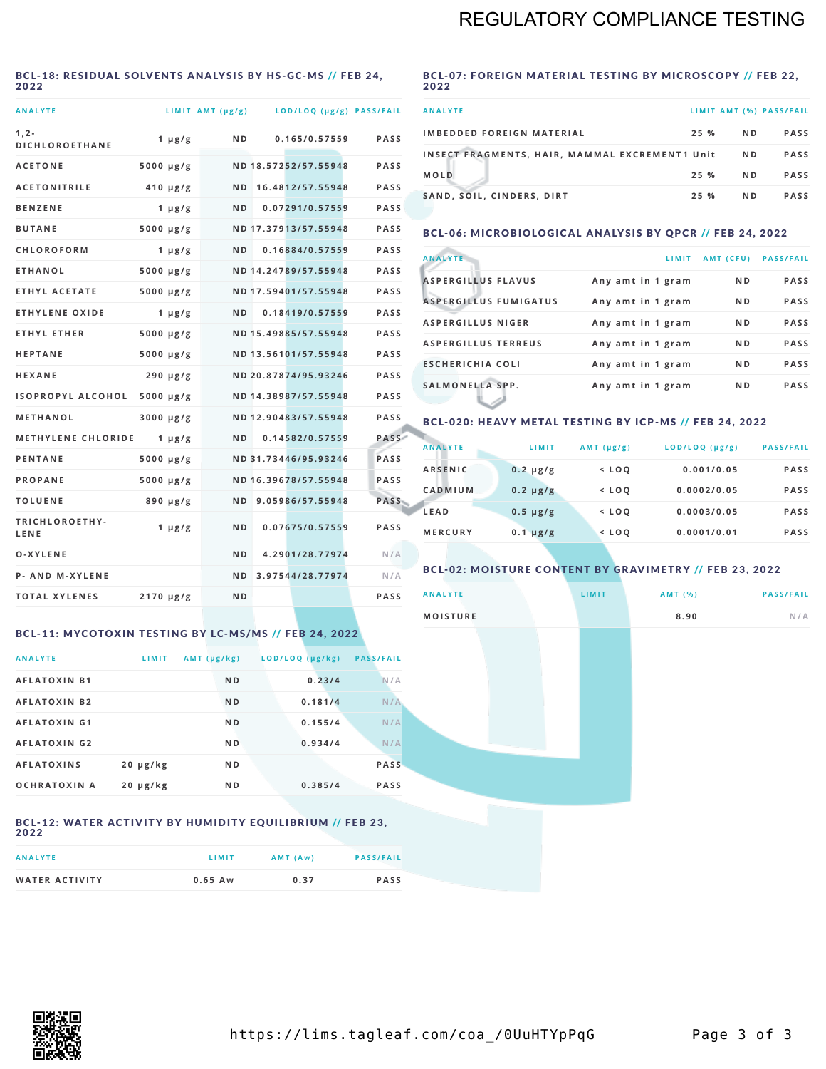# REGULATORY COMPLIANCE TESTING

## BCL-18: RESIDUAL SOLVENTS ANALYSIS BY HS-GC-MS // FEB 24, 2022

| ANALYTE | LIMIT | AMT (µg/g) | LOD/LOQ (µg/g) | PASS/FAIL |
|---|---|---|---|---|
| 1,2-DICHLOROETHANE | 1 µg/g | ND | 0.165/0.57559 | PASS |
| ACETONE | 5000 µg/g | ND | 18.57252/57.55948 | PASS |
| ACETONITRILE | 410 µg/g | ND | 16.4812/57.55948 | PASS |
| BENZENE | 1 µg/g | ND | 0.07291/0.57559 | PASS |
| BUTANE | 5000 µg/g | ND | 17.37913/57.55948 | PASS |
| CHLOROFORM | 1 µg/g | ND | 0.16884/0.57559 | PASS |
| ETHANOL | 5000 µg/g | ND | 14.24789/57.55948 | PASS |
| ETHYL ACETATE | 5000 µg/g | ND | 17.59401/57.55948 | PASS |
| ETHYLENE OXIDE | 1 µg/g | ND | 0.18419/0.57559 | PASS |
| ETHYL ETHER | 5000 µg/g | ND | 15.49885/57.55948 | PASS |
| HEPTANE | 5000 µg/g | ND | 13.56101/57.55948 | PASS |
| HEXANE | 290 µg/g | ND | 20.87874/95.93246 | PASS |
| ISOPROPYL ALCOHOL | 5000 µg/g | ND | 14.38987/57.55948 | PASS |
| METHANOL | 3000 µg/g | ND | 12.90483/57.55948 | PASS |
| METHYLENE CHLORIDE | 1 µg/g | ND | 0.14582/0.57559 | PASS |
| PENTANE | 5000 µg/g | ND | 31.73446/95.93246 | PASS |
| PROPANE | 5000 µg/g | ND | 16.39678/57.55948 | PASS |
| TOLUENE | 890 µg/g | ND | 9.05986/57.55948 | PASS |
| TRICHLOROETHYLENE | 1 µg/g | ND | 0.07675/0.57559 | PASS |
| O-XYLENE | | ND | 4.2901/28.77974 | N/A |
| P- AND M-XYLENE | | ND | 3.97544/28.77974 | N/A |
| TOTAL XYLENES | 2170 µg/g | ND | | PASS |

## BCL-11: MYCOTOXIN TESTING BY LC-MS/MS // FEB 24, 2022

| ANALYTE | LIMIT | AMT (µg/kg) | LOD/LOQ (µg/kg) | PASS/FAIL |
|---|---|---|---|---|
| AFLATOXIN B1 | | ND | 0.23/4 | N/A |
| AFLATOXIN B2 | | ND | 0.181/4 | N/A |
| AFLATOXIN G1 | | ND | 0.155/4 | N/A |
| AFLATOXIN G2 | | ND | 0.934/4 | N/A |
| AFLATOXINS | 20 µg/kg | ND | | PASS |
| OCHRATOXIN A | 20 µg/kg | ND | 0.385/4 | PASS |

## BCL-12: WATER ACTIVITY BY HUMIDITY EQUILIBRIUM // FEB 23, 2022

| ANALYTE | LIMIT | AMT (Aw) | PASS/FAIL |
|---|---|---|---|
| WATER ACTIVITY | 0.65 Aw | 0.37 | PASS |

## BCL-07: FOREIGN MATERIAL TESTING BY MICROSCOPY // FEB 22, 2022

| ANALYTE | LIMIT | AMT (%) | PASS/FAIL |
|---|---|---|---|
| IMBEDDED FOREIGN MATERIAL | 25 % | ND | PASS |
| INSECT FRAGMENTS, HAIR, MAMMAL EXCREMENT | 1 Unit | ND | PASS |
| MOLD | 25 % | ND | PASS |
| SAND, SOIL, CINDERS, DIRT | 25 % | ND | PASS |

## BCL-06: MICROBIOLOGICAL ANALYSIS BY QPCR // FEB 24, 2022

| ANALYTE | LIMIT | AMT (CFU) | PASS/FAIL |
|---|---|---|---|
| ASPERGILLUS FLAVUS | Any amt in 1 gram | ND | PASS |
| ASPERGILLUS FUMIGATUS | Any amt in 1 gram | ND | PASS |
| ASPERGILLUS NIGER | Any amt in 1 gram | ND | PASS |
| ASPERGILLUS TERREUS | Any amt in 1 gram | ND | PASS |
| ESCHERICHIA COLI | Any amt in 1 gram | ND | PASS |
| SALMONELLA SPP. | Any amt in 1 gram | ND | PASS |

## BCL-020: HEAVY METAL TESTING BY ICP-MS // FEB 24, 2022

| ANALYTE | LIMIT | AMT (µg/g) | LOD/LOQ (µg/g) | PASS/FAIL |
|---|---|---|---|---|
| ARSENIC | 0.2 µg/g | < LOQ | 0.001/0.05 | PASS |
| CADMIUM | 0.2 µg/g | < LOQ | 0.0002/0.05 | PASS |
| LEAD | 0.5 µg/g | < LOQ | 0.0003/0.05 | PASS |
| MERCURY | 0.1 µg/g | < LOQ | 0.0001/0.01 | PASS |

## BCL-02: MOISTURE CONTENT BY GRAVIMETRY // FEB 23, 2022

| ANALYTE | LIMIT | AMT (%) | PASS/FAIL |
|---|---|---|---|
| MOISTURE | | 8.90 | N/A |

https://lims.tagleaf.com/coa_/0UuHTYpPqG